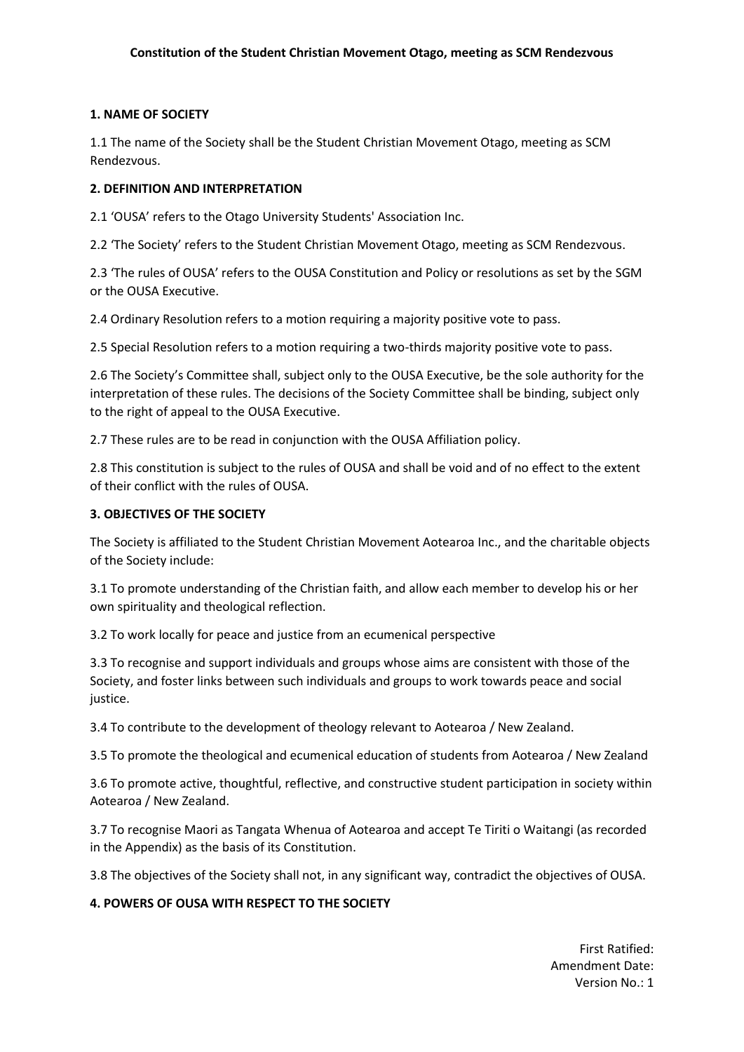# Constitution of the Student Christian Movement Otago, meeting as SCM Rendezvous

## 1. NAME OF SOCIETY

1.1 The name of the Society shall be the Student Christian Movement Otago, meeting as SCM Rendezvous.

## 2. DEFINITION AND INTERPRETATION

2.1 'OUSA' refers to the Otago University Students' Association Inc.

2.2 'The Society' refers to the Student Christian Movement Otago, meeting as SCM Rendezvous.

2.3 'The rules of OUSA' refers to the OUSA Constitution and Policy or resolutions as set by the SGM or the OUSA Executive.

2.4 Ordinary Resolution refers to a motion requiring a majority positive vote to pass.

2.5 Special Resolution refers to a motion requiring a two-thirds majority positive vote to pass.

2.6 The Society's Committee shall, subject only to the OUSA Executive, be the sole authority for the interpretation of these rules. The decisions of the Society Committee shall be binding, subject only to the right of appeal to the OUSA Executive.

2.7 These rules are to be read in conjunction with the OUSA Affiliation policy.

2.8 This constitution is subject to the rules of OUSA and shall be void and of no effect to the extent of their conflict with the rules of OUSA.

## 3. OBJECTIVES OF THE SOCIETY

The Society is affiliated to the Student Christian Movement Aotearoa Inc., and the charitable objects of the Society include:

3.1 To promote understanding of the Christian faith, and allow each member to develop his or her own spirituality and theological reflection.

3.2 To work locally for peace and justice from an ecumenical perspective

3.3 To recognise and support individuals and groups whose aims are consistent with those of the Society, and foster links between such individuals and groups to work towards peace and social justice.

3.4 To contribute to the development of theology relevant to Aotearoa / New Zealand.

3.5 To promote the theological and ecumenical education of students from Aotearoa / New Zealand

3.6 To promote active, thoughtful, reflective, and constructive student participation in society within Aotearoa / New Zealand.

3.7 To recognise Maori as Tangata Whenua of Aotearoa and accept Te Tiriti o Waitangi (as recorded in the Appendix) as the basis of its Constitution.

3.8 The objectives of the Society shall not, in any significant way, contradict the objectives of OUSA.

## 4. POWERS OF OUSA WITH RESPECT TO THE SOCIETY

First Ratified:
Amendment Date:
Version No.: 1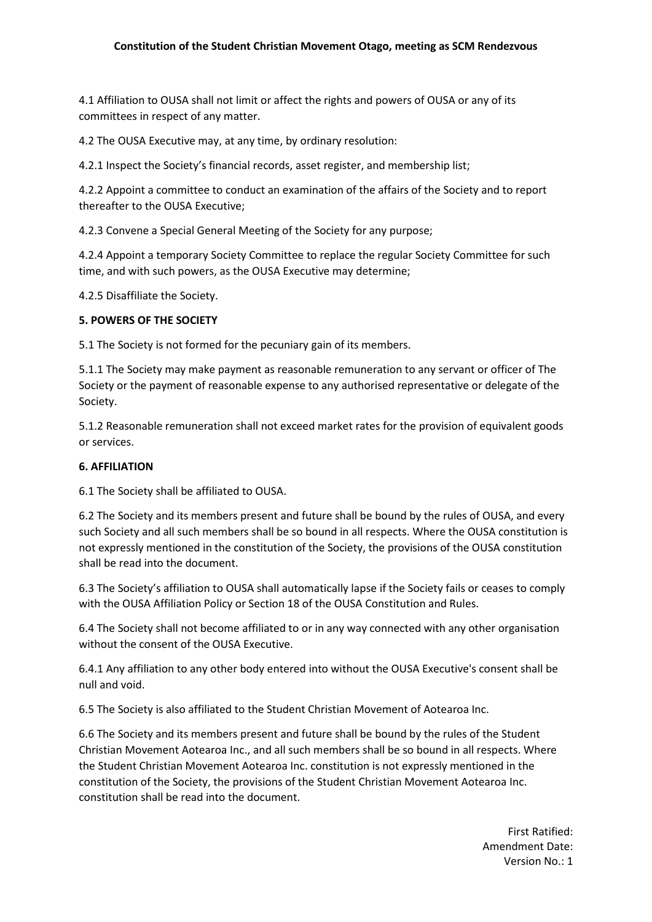4.1 Affiliation to OUSA shall not limit or affect the rights and powers of OUSA or any of its committees in respect of any matter.

4.2 The OUSA Executive may, at any time, by ordinary resolution:

4.2.1 Inspect the Society's financial records, asset register, and membership list;

4.2.2 Appoint a committee to conduct an examination of the affairs of the Society and to report thereafter to the OUSA Executive;

4.2.3 Convene a Special General Meeting of the Society for any purpose;

4.2.4 Appoint a temporary Society Committee to replace the regular Society Committee for such time, and with such powers, as the OUSA Executive may determine;

4.2.5 Disaffiliate the Society.

**5. POWERS OF THE SOCIETY**

5.1 The Society is not formed for the pecuniary gain of its members.

5.1.1 The Society may make payment as reasonable remuneration to any servant or officer of The Society or the payment of reasonable expense to any authorised representative or delegate of the Society.

5.1.2 Reasonable remuneration shall not exceed market rates for the provision of equivalent goods or services.

**6. AFFILIATION**

6.1 The Society shall be affiliated to OUSA.

6.2 The Society and its members present and future shall be bound by the rules of OUSA, and every such Society and all such members shall be so bound in all respects. Where the OUSA constitution is not expressly mentioned in the constitution of the Society, the provisions of the OUSA constitution shall be read into the document.

6.3 The Society's affiliation to OUSA shall automatically lapse if the Society fails or ceases to comply with the OUSA Affiliation Policy or Section 18 of the OUSA Constitution and Rules.

6.4 The Society shall not become affiliated to or in any way connected with any other organisation without the consent of the OUSA Executive.

6.4.1 Any affiliation to any other body entered into without the OUSA Executive's consent shall be null and void.

6.5 The Society is also affiliated to the Student Christian Movement of Aotearoa Inc.

6.6 The Society and its members present and future shall be bound by the rules of the Student Christian Movement Aotearoa Inc., and all such members shall be so bound in all respects. Where the Student Christian Movement Aotearoa Inc. constitution is not expressly mentioned in the constitution of the Society, the provisions of the Student Christian Movement Aotearoa Inc. constitution shall be read into the document.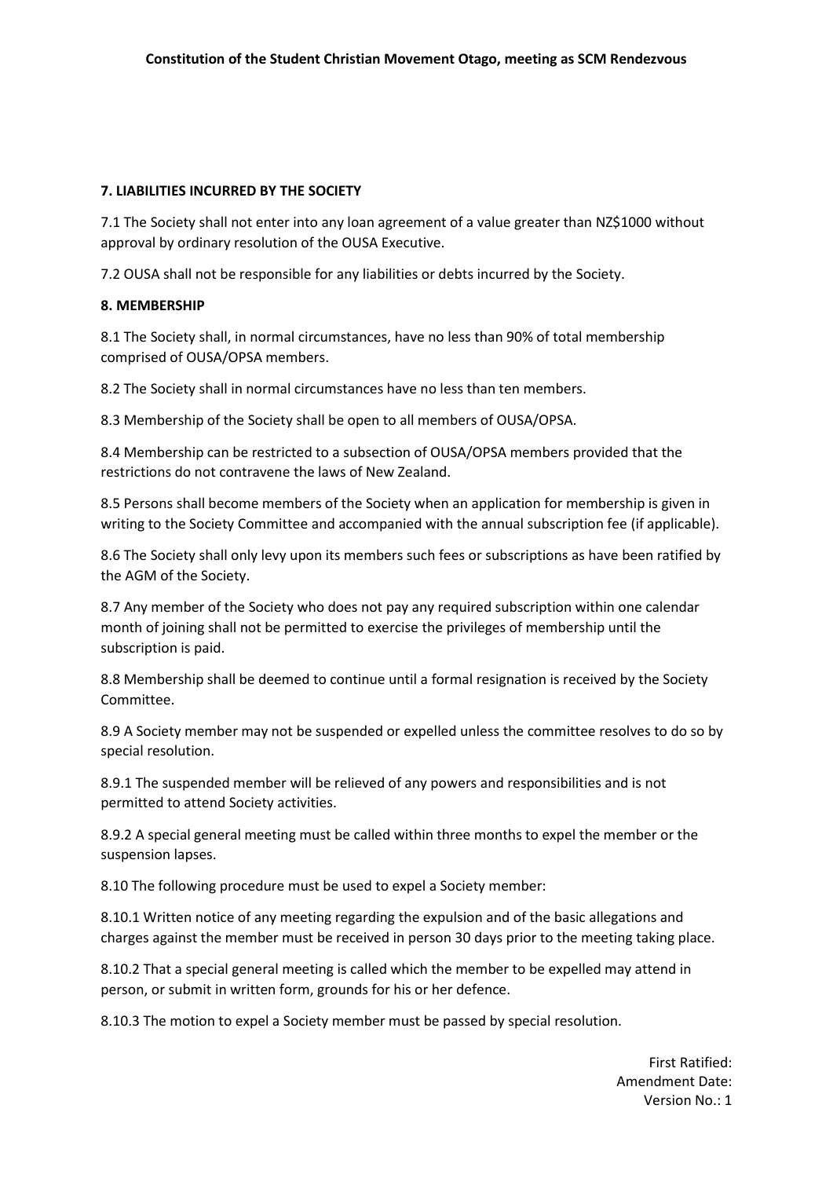## 7. LIABILITIES INCURRED BY THE SOCIETY

7.1 The Society shall not enter into any loan agreement of a value greater than NZ$1000 without approval by ordinary resolution of the OUSA Executive.

7.2 OUSA shall not be responsible for any liabilities or debts incurred by the Society.

## 8. MEMBERSHIP

8.1 The Society shall, in normal circumstances, have no less than 90% of total membership comprised of OUSA/OPSA members.

8.2 The Society shall in normal circumstances have no less than ten members.

8.3 Membership of the Society shall be open to all members of OUSA/OPSA.

8.4 Membership can be restricted to a subsection of OUSA/OPSA members provided that the restrictions do not contravene the laws of New Zealand.

8.5 Persons shall become members of the Society when an application for membership is given in writing to the Society Committee and accompanied with the annual subscription fee (if applicable).

8.6 The Society shall only levy upon its members such fees or subscriptions as have been ratified by the AGM of the Society.

8.7 Any member of the Society who does not pay any required subscription within one calendar month of joining shall not be permitted to exercise the privileges of membership until the subscription is paid.

8.8 Membership shall be deemed to continue until a formal resignation is received by the Society Committee.

8.9 A Society member may not be suspended or expelled unless the committee resolves to do so by special resolution.

8.9.1 The suspended member will be relieved of any powers and responsibilities and is not permitted to attend Society activities.

8.9.2 A special general meeting must be called within three months to expel the member or the suspension lapses.

8.10 The following procedure must be used to expel a Society member:

8.10.1 Written notice of any meeting regarding the expulsion and of the basic allegations and charges against the member must be received in person 30 days prior to the meeting taking place.

8.10.2 That a special general meeting is called which the member to be expelled may attend in person, or submit in written form, grounds for his or her defence.

8.10.3 The motion to expel a Society member must be passed by special resolution.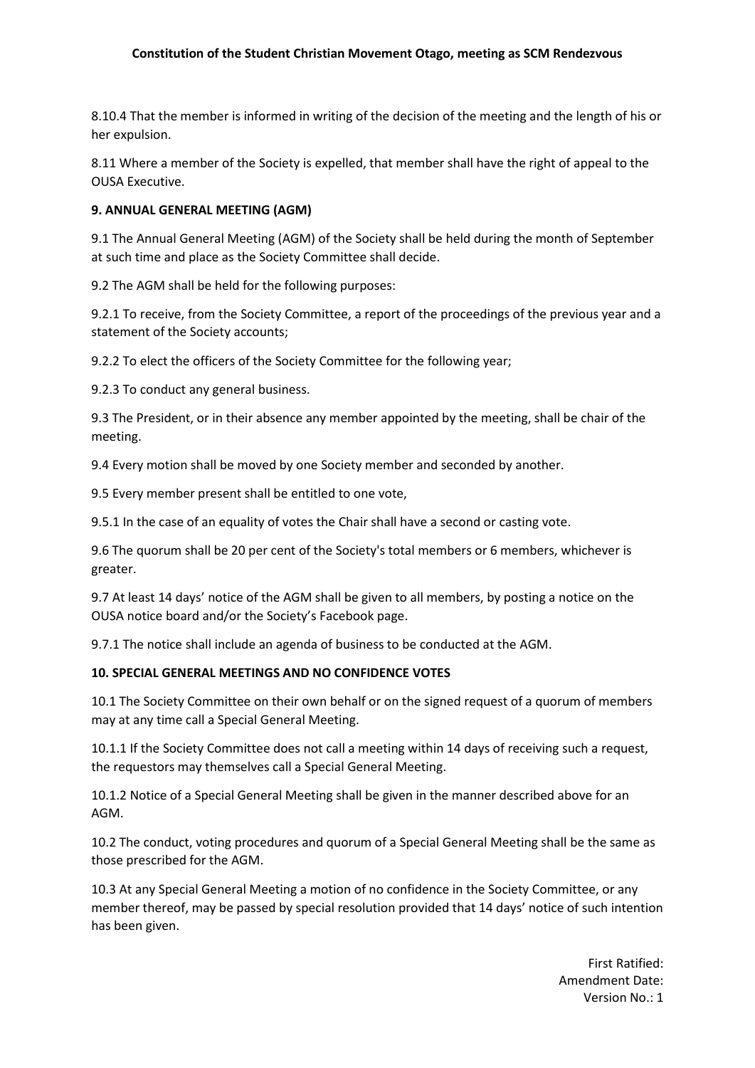8.10.4 That the member is informed in writing of the decision of the meeting and the length of his or her expulsion.

8.11 Where a member of the Society is expelled, that member shall have the right of appeal to the OUSA Executive.

**9. ANNUAL GENERAL MEETING (AGM)**

9.1 The Annual General Meeting (AGM) of the Society shall be held during the month of September at such time and place as the Society Committee shall decide.

9.2 The AGM shall be held for the following purposes:

9.2.1 To receive, from the Society Committee, a report of the proceedings of the previous year and a statement of the Society accounts;

9.2.2 To elect the officers of the Society Committee for the following year;

9.2.3 To conduct any general business.

9.3 The President, or in their absence any member appointed by the meeting, shall be chair of the meeting.

9.4 Every motion shall be moved by one Society member and seconded by another.

9.5 Every member present shall be entitled to one vote,

9.5.1 In the case of an equality of votes the Chair shall have a second or casting vote.

9.6 The quorum shall be 20 per cent of the Society's total members or 6 members, whichever is greater.

9.7 At least 14 days' notice of the AGM shall be given to all members, by posting a notice on the OUSA notice board and/or the Society's Facebook page.

9.7.1 The notice shall include an agenda of business to be conducted at the AGM.

**10. SPECIAL GENERAL MEETINGS AND NO CONFIDENCE VOTES**

10.1 The Society Committee on their own behalf or on the signed request of a quorum of members may at any time call a Special General Meeting.

10.1.1 If the Society Committee does not call a meeting within 14 days of receiving such a request, the requestors may themselves call a Special General Meeting.

10.1.2 Notice of a Special General Meeting shall be given in the manner described above for an AGM.

10.2 The conduct, voting procedures and quorum of a Special General Meeting shall be the same as those prescribed for the AGM.

10.3 At any Special General Meeting a motion of no confidence in the Society Committee, or any member thereof, may be passed by special resolution provided that 14 days' notice of such intention has been given.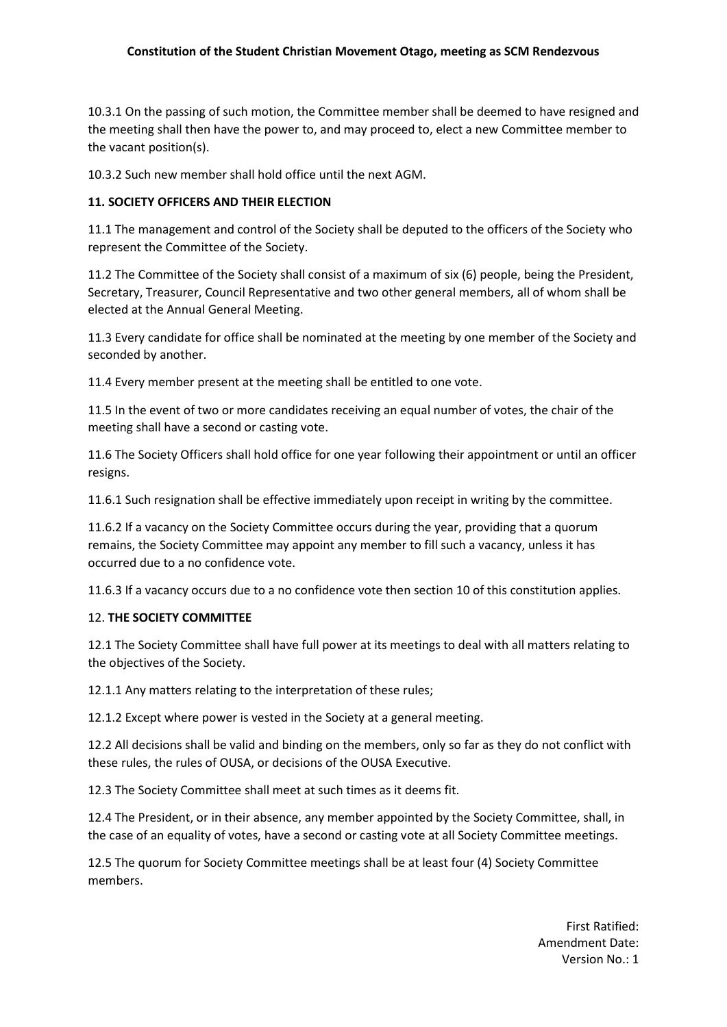10.3.1 On the passing of such motion, the Committee member shall be deemed to have resigned and the meeting shall then have the power to, and may proceed to, elect a new Committee member to the vacant position(s).

10.3.2 Such new member shall hold office until the next AGM.

**11. SOCIETY OFFICERS AND THEIR ELECTION**

11.1 The management and control of the Society shall be deputed to the officers of the Society who represent the Committee of the Society.

11.2 The Committee of the Society shall consist of a maximum of six (6) people, being the President, Secretary, Treasurer, Council Representative and two other general members, all of whom shall be elected at the Annual General Meeting.

11.3 Every candidate for office shall be nominated at the meeting by one member of the Society and seconded by another.

11.4 Every member present at the meeting shall be entitled to one vote.

11.5 In the event of two or more candidates receiving an equal number of votes, the chair of the meeting shall have a second or casting vote.

11.6 The Society Officers shall hold office for one year following their appointment or until an officer resigns.

11.6.1 Such resignation shall be effective immediately upon receipt in writing by the committee.

11.6.2 If a vacancy on the Society Committee occurs during the year, providing that a quorum remains, the Society Committee may appoint any member to fill such a vacancy, unless it has occurred due to a no confidence vote.

11.6.3 If a vacancy occurs due to a no confidence vote then section 10 of this constitution applies.

12. **THE SOCIETY COMMITTEE**

12.1 The Society Committee shall have full power at its meetings to deal with all matters relating to the objectives of the Society.

12.1.1 Any matters relating to the interpretation of these rules;

12.1.2 Except where power is vested in the Society at a general meeting.

12.2 All decisions shall be valid and binding on the members, only so far as they do not conflict with these rules, the rules of OUSA, or decisions of the OUSA Executive.

12.3 The Society Committee shall meet at such times as it deems fit.

12.4 The President, or in their absence, any member appointed by the Society Committee, shall, in the case of an equality of votes, have a second or casting vote at all Society Committee meetings.

12.5 The quorum for Society Committee meetings shall be at least four (4) Society Committee members.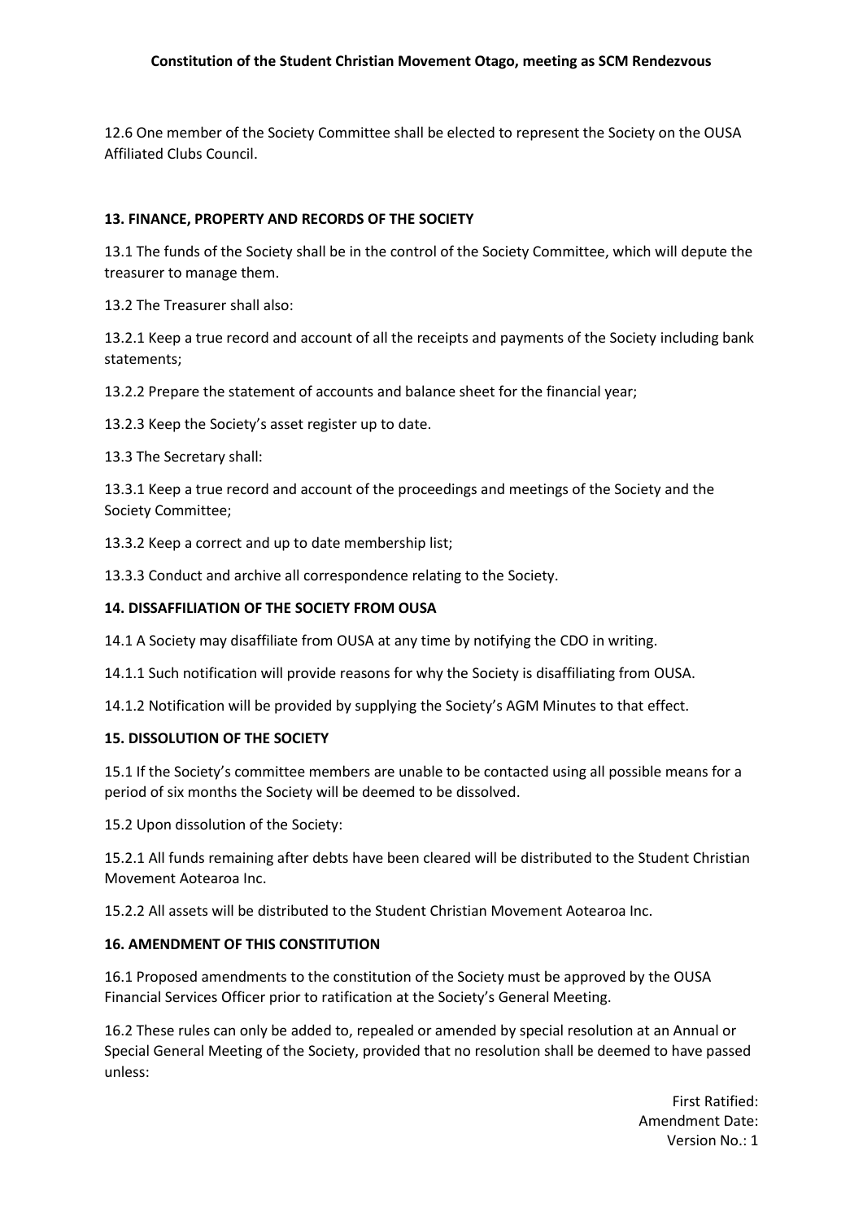12.6 One member of the Society Committee shall be elected to represent the Society on the OUSA Affiliated Clubs Council.

## 13. FINANCE, PROPERTY AND RECORDS OF THE SOCIETY

13.1 The funds of the Society shall be in the control of the Society Committee, which will depute the treasurer to manage them.

13.2 The Treasurer shall also:

13.2.1 Keep a true record and account of all the receipts and payments of the Society including bank statements;

13.2.2 Prepare the statement of accounts and balance sheet for the financial year;

13.2.3 Keep the Society's asset register up to date.

13.3 The Secretary shall:

13.3.1 Keep a true record and account of the proceedings and meetings of the Society and the Society Committee;

13.3.2 Keep a correct and up to date membership list;

13.3.3 Conduct and archive all correspondence relating to the Society.

## 14. DISSAFFILIATION OF THE SOCIETY FROM OUSA

14.1 A Society may disaffiliate from OUSA at any time by notifying the CDO in writing.

14.1.1 Such notification will provide reasons for why the Society is disaffiliating from OUSA.

14.1.2 Notification will be provided by supplying the Society's AGM Minutes to that effect.

## 15. DISSOLUTION OF THE SOCIETY

15.1 If the Society's committee members are unable to be contacted using all possible means for a period of six months the Society will be deemed to be dissolved.

15.2 Upon dissolution of the Society:

15.2.1 All funds remaining after debts have been cleared will be distributed to the Student Christian Movement Aotearoa Inc.

15.2.2 All assets will be distributed to the Student Christian Movement Aotearoa Inc.

## 16. AMENDMENT OF THIS CONSTITUTION

16.1 Proposed amendments to the constitution of the Society must be approved by the OUSA Financial Services Officer prior to ratification at the Society's General Meeting.

16.2 These rules can only be added to, repealed or amended by special resolution at an Annual or Special General Meeting of the Society, provided that no resolution shall be deemed to have passed unless: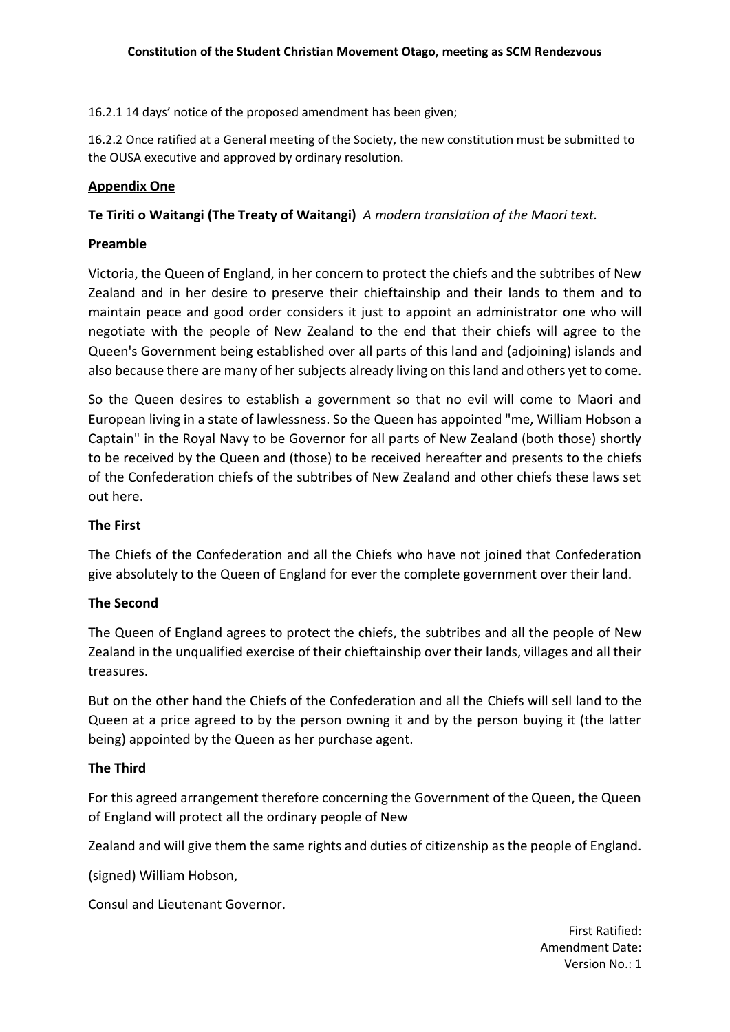16.2.1 14 days' notice of the proposed amendment has been given;

16.2.2 Once ratified at a General meeting of the Society, the new constitution must be submitted to the OUSA executive and approved by ordinary resolution.

## Appendix One

**Te Tiriti o Waitangi (The Treaty of Waitangi)** *A modern translation of the Maori text.*

### Preamble

Victoria, the Queen of England, in her concern to protect the chiefs and the subtribes of New Zealand and in her desire to preserve their chieftainship and their lands to them and to maintain peace and good order considers it just to appoint an administrator one who will negotiate with the people of New Zealand to the end that their chiefs will agree to the Queen's Government being established over all parts of this land and (adjoining) islands and also because there are many of her subjects already living on this land and others yet to come.

So the Queen desires to establish a government so that no evil will come to Maori and European living in a state of lawlessness. So the Queen has appointed "me, William Hobson a Captain" in the Royal Navy to be Governor for all parts of New Zealand (both those) shortly to be received by the Queen and (those) to be received hereafter and presents to the chiefs of the Confederation chiefs of the subtribes of New Zealand and other chiefs these laws set out here.

### The First

The Chiefs of the Confederation and all the Chiefs who have not joined that Confederation give absolutely to the Queen of England for ever the complete government over their land.

### The Second

The Queen of England agrees to protect the chiefs, the subtribes and all the people of New Zealand in the unqualified exercise of their chieftainship over their lands, villages and all their treasures.

But on the other hand the Chiefs of the Confederation and all the Chiefs will sell land to the Queen at a price agreed to by the person owning it and by the person buying it (the latter being) appointed by the Queen as her purchase agent.

### The Third

For this agreed arrangement therefore concerning the Government of the Queen, the Queen of England will protect all the ordinary people of New Zealand and will give them the same rights and duties of citizenship as the people of England.

(signed) William Hobson,

Consul and Lieutenant Governor.

First Ratified:
Amendment Date:
Version No.: 1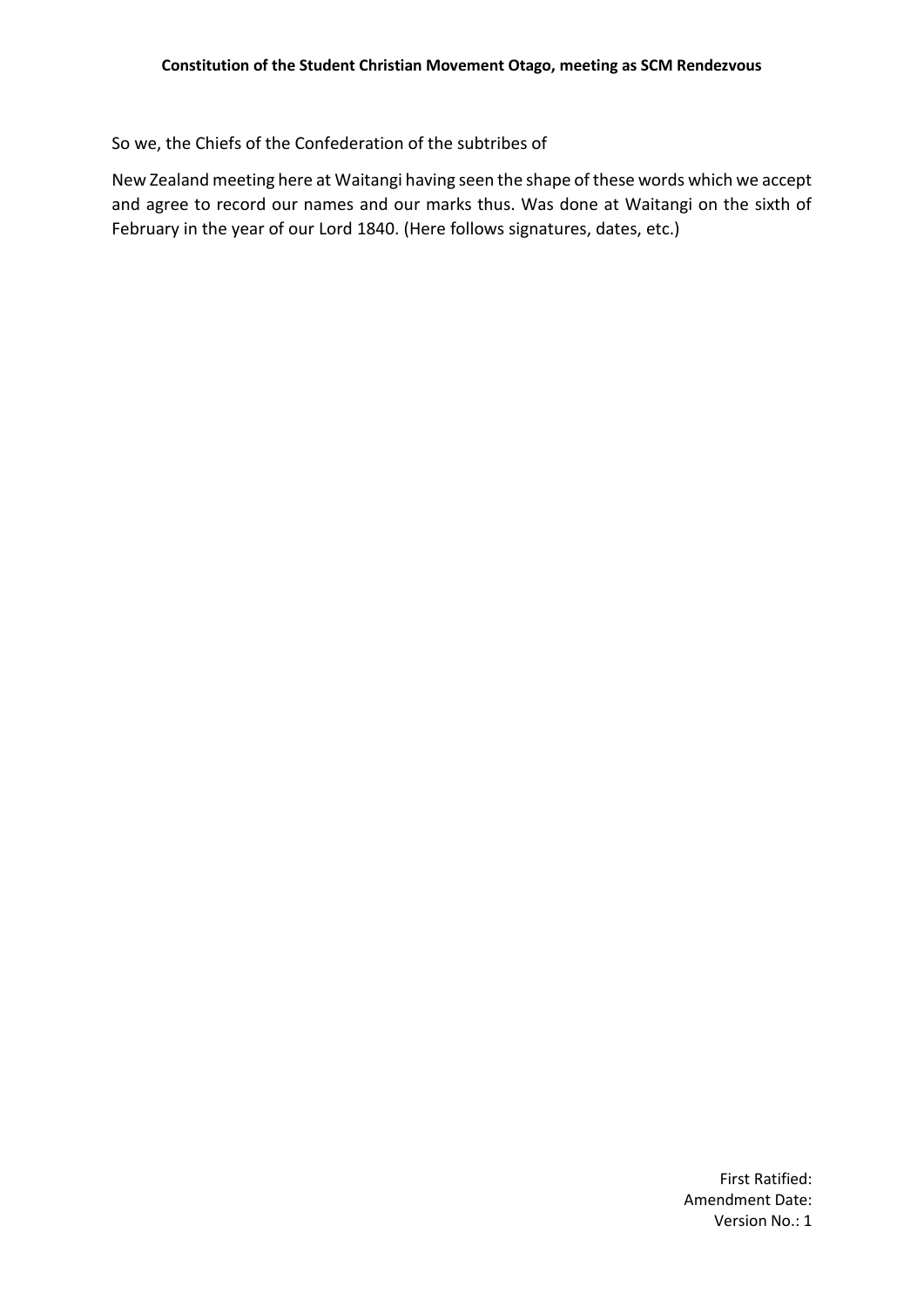So we, the Chiefs of the Confederation of the subtribes of

New Zealand meeting here at Waitangi having seen the shape of these words which we accept and agree to record our names and our marks thus. Was done at Waitangi on the sixth of February in the year of our Lord 1840. (Here follows signatures, dates, etc.)

First Ratified:
Amendment Date:
Version No.: 1